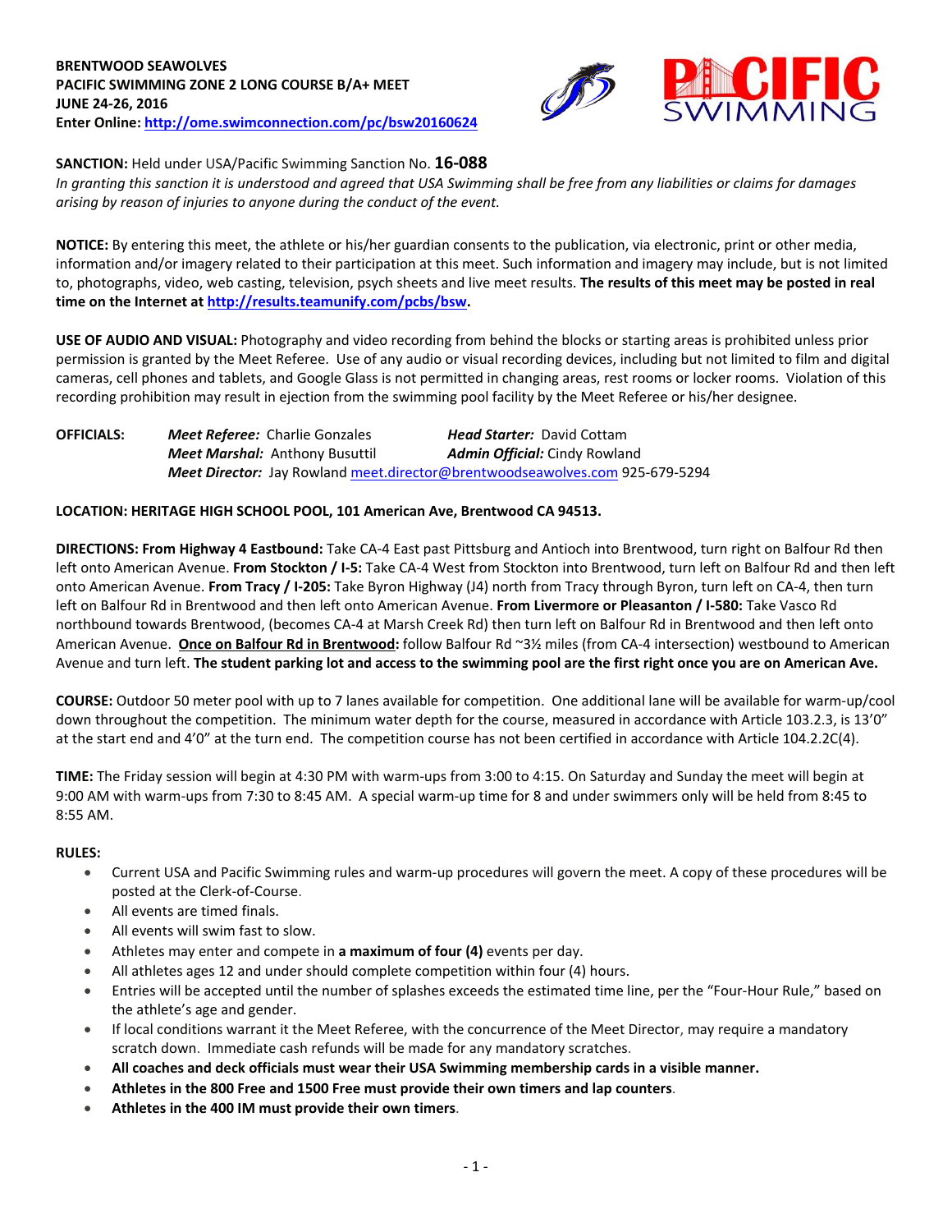**BRENTWOOD SEAWOLVES**
**PACIFIC SWIMMING ZONE 2 LONG COURSE B/A+ MEET**
**JUNE 24-26, 2016**
**Enter Online: http://ome.swimconnection.com/pc/bsw20160624**

**SANCTION:** Held under USA/Pacific Swimming Sanction No. **16-088**
*In granting this sanction it is understood and agreed that USA Swimming shall be free from any liabilities or claims for damages arising by reason of injuries to anyone during the conduct of the event.*

**NOTICE:** By entering this meet, the athlete or his/her guardian consents to the publication, via electronic, print or other media, information and/or imagery related to their participation at this meet. Such information and imagery may include, but is not limited to, photographs, video, web casting, television, psych sheets and live meet results. **The results of this meet may be posted in real time on the Internet at http://results.teamunify.com/pcbs/bsw.**

**USE OF AUDIO AND VISUAL:** Photography and video recording from behind the blocks or starting areas is prohibited unless prior permission is granted by the Meet Referee. Use of any audio or visual recording devices, including but not limited to film and digital cameras, cell phones and tablets, and Google Glass is not permitted in changing areas, rest rooms or locker rooms. Violation of this recording prohibition may result in ejection from the swimming pool facility by the Meet Referee or his/her designee.

**OFFICIALS:**
***Meet Referee:*** Charlie Gonzales  ***Head Starter:*** David Cottam
***Meet Marshal:*** Anthony Busuttil  ***Admin Official:*** Cindy Rowland
***Meet Director:*** Jay Rowland meet.director@brentwoodseawolves.com 925-679-5294

**LOCATION: HERITAGE HIGH SCHOOL POOL, 101 American Ave, Brentwood CA 94513.**

**DIRECTIONS: From Highway 4 Eastbound:** Take CA-4 East past Pittsburg and Antioch into Brentwood, turn right on Balfour Rd then left onto American Avenue. **From Stockton / I-5:** Take CA-4 West from Stockton into Brentwood, turn left on Balfour Rd and then left onto American Avenue. **From Tracy / I-205:** Take Byron Highway (J4) north from Tracy through Byron, turn left on CA-4, then turn left on Balfour Rd in Brentwood and then left onto American Avenue. **From Livermore or Pleasanton / I-580:** Take Vasco Rd northbound towards Brentwood, (becomes CA-4 at Marsh Creek Rd) then turn left on Balfour Rd in Brentwood and then left onto American Avenue. **Once on Balfour Rd in Brentwood:** follow Balfour Rd ~3½ miles (from CA-4 intersection) westbound to American Avenue and turn left. **The student parking lot and access to the swimming pool are the first right once you are on American Ave.**

**COURSE:** Outdoor 50 meter pool with up to 7 lanes available for competition. One additional lane will be available for warm-up/cool down throughout the competition. The minimum water depth for the course, measured in accordance with Article 103.2.3, is 13'0" at the start end and 4'0" at the turn end. The competition course has not been certified in accordance with Article 104.2.2C(4).

**TIME:** The Friday session will begin at 4:30 PM with warm-ups from 3:00 to 4:15. On Saturday and Sunday the meet will begin at 9:00 AM with warm-ups from 7:30 to 8:45 AM. A special warm-up time for 8 and under swimmers only will be held from 8:45 to 8:55 AM.

**RULES:**

- Current USA and Pacific Swimming rules and warm-up procedures will govern the meet. A copy of these procedures will be posted at the Clerk-of-Course.
- All events are timed finals.
- All events will swim fast to slow.
- Athletes may enter and compete in **a maximum of four (4)** events per day.
- All athletes ages 12 and under should complete competition within four (4) hours.
- Entries will be accepted until the number of splashes exceeds the estimated time line, per the "Four-Hour Rule," based on the athlete's age and gender.
- If local conditions warrant it the Meet Referee, with the concurrence of the Meet Director, may require a mandatory scratch down. Immediate cash refunds will be made for any mandatory scratches.
- **All coaches and deck officials must wear their USA Swimming membership cards in a visible manner.**
- **Athletes in the 800 Free and 1500 Free must provide their own timers and lap counters**.
- **Athletes in the 400 IM must provide their own timers**.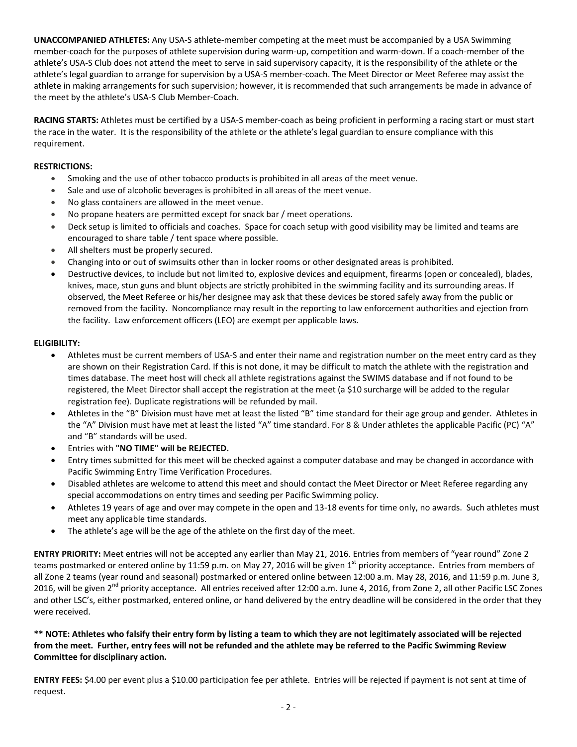**UNACCOMPANIED ATHLETES:** Any USA-S athlete-member competing at the meet must be accompanied by a USA Swimming member-coach for the purposes of athlete supervision during warm-up, competition and warm-down. If a coach-member of the athlete's USA-S Club does not attend the meet to serve in said supervisory capacity, it is the responsibility of the athlete or the athlete's legal guardian to arrange for supervision by a USA-S member-coach. The Meet Director or Meet Referee may assist the athlete in making arrangements for such supervision; however, it is recommended that such arrangements be made in advance of the meet by the athlete's USA-S Club Member-Coach.

**RACING STARTS:** Athletes must be certified by a USA-S member-coach as being proficient in performing a racing start or must start the race in the water. It is the responsibility of the athlete or the athlete's legal guardian to ensure compliance with this requirement.

**RESTRICTIONS:**

- Smoking and the use of other tobacco products is prohibited in all areas of the meet venue.
- Sale and use of alcoholic beverages is prohibited in all areas of the meet venue.
- No glass containers are allowed in the meet venue.
- No propane heaters are permitted except for snack bar / meet operations.
- Deck setup is limited to officials and coaches. Space for coach setup with good visibility may be limited and teams are encouraged to share table / tent space where possible.
- All shelters must be properly secured.
- Changing into or out of swimsuits other than in locker rooms or other designated areas is prohibited.
- Destructive devices, to include but not limited to, explosive devices and equipment, firearms (open or concealed), blades, knives, mace, stun guns and blunt objects are strictly prohibited in the swimming facility and its surrounding areas. If observed, the Meet Referee or his/her designee may ask that these devices be stored safely away from the public or removed from the facility. Noncompliance may result in the reporting to law enforcement authorities and ejection from the facility. Law enforcement officers (LEO) are exempt per applicable laws.

**ELIGIBILITY:**

- Athletes must be current members of USA-S and enter their name and registration number on the meet entry card as they are shown on their Registration Card. If this is not done, it may be difficult to match the athlete with the registration and times database. The meet host will check all athlete registrations against the SWIMS database and if not found to be registered, the Meet Director shall accept the registration at the meet (a $10 surcharge will be added to the regular registration fee). Duplicate registrations will be refunded by mail.
- Athletes in the "B" Division must have met at least the listed "B" time standard for their age group and gender. Athletes in the "A" Division must have met at least the listed "A" time standard. For 8 & Under athletes the applicable Pacific (PC) "A" and "B" standards will be used.
- Entries with **"NO TIME" will be REJECTED.**
- Entry times submitted for this meet will be checked against a computer database and may be changed in accordance with Pacific Swimming Entry Time Verification Procedures.
- Disabled athletes are welcome to attend this meet and should contact the Meet Director or Meet Referee regarding any special accommodations on entry times and seeding per Pacific Swimming policy.
- Athletes 19 years of age and over may compete in the open and 13-18 events for time only, no awards. Such athletes must meet any applicable time standards.
- The athlete's age will be the age of the athlete on the first day of the meet.

**ENTRY PRIORITY:** Meet entries will not be accepted any earlier than May 21, 2016. Entries from members of "year round" Zone 2 teams postmarked or entered online by 11:59 p.m. on May 27, 2016 will be given 1st priority acceptance. Entries from members of all Zone 2 teams (year round and seasonal) postmarked or entered online between 12:00 a.m. May 28, 2016, and 11:59 p.m. June 3, 2016, will be given 2nd priority acceptance. All entries received after 12:00 a.m. June 4, 2016, from Zone 2, all other Pacific LSC Zones and other LSC's, either postmarked, entered online, or hand delivered by the entry deadline will be considered in the order that they were received.

**\*\* NOTE: Athletes who falsify their entry form by listing a team to which they are not legitimately associated will be rejected from the meet. Further, entry fees will not be refunded and the athlete may be referred to the Pacific Swimming Review Committee for disciplinary action.**

**ENTRY FEES:** $4.00 per event plus a $10.00 participation fee per athlete. Entries will be rejected if payment is not sent at time of request.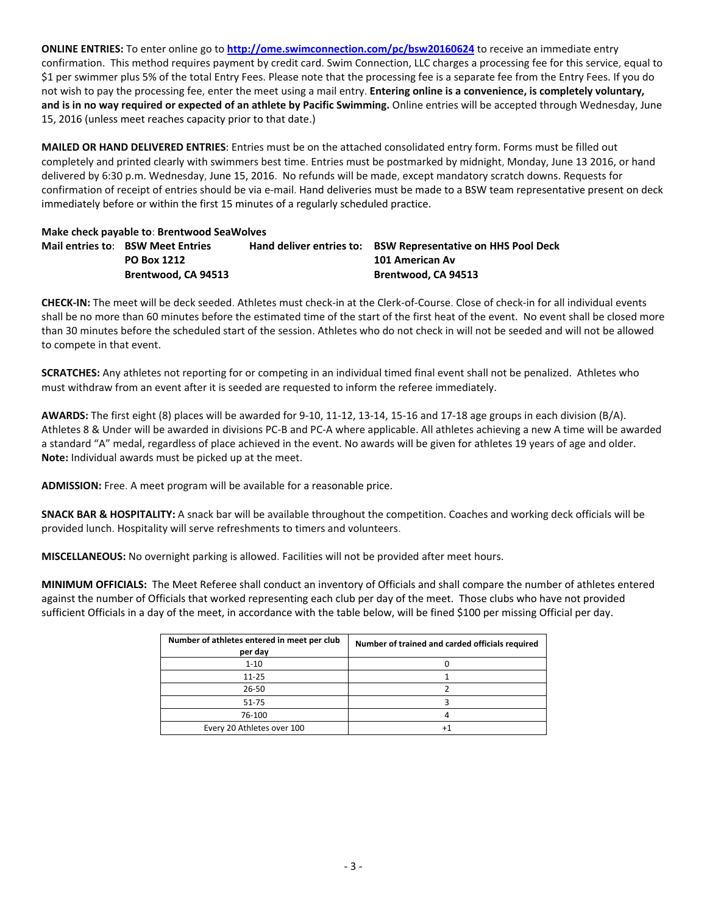**ONLINE ENTRIES:** To enter online go to **http://ome.swimconnection.com/pc/bsw20160624** to receive an immediate entry confirmation. This method requires payment by credit card. Swim Connection, LLC charges a processing fee for this service, equal to $1 per swimmer plus 5% of the total Entry Fees. Please note that the processing fee is a separate fee from the Entry Fees. If you do not wish to pay the processing fee, enter the meet using a mail entry. **Entering online is a convenience, is completely voluntary, and is in no way required or expected of an athlete by Pacific Swimming.** Online entries will be accepted through Wednesday, June 15, 2016 (unless meet reaches capacity prior to that date.)

**MAILED OR HAND DELIVERED ENTRIES**: Entries must be on the attached consolidated entry form. Forms must be filled out completely and printed clearly with swimmers best time. Entries must be postmarked by midnight, Monday, June 13 2016, or hand delivered by 6:30 p.m. Wednesday, June 15, 2016. No refunds will be made, except mandatory scratch downs. Requests for confirmation of receipt of entries should be via e-mail. Hand deliveries must be made to a BSW team representative present on deck immediately before or within the first 15 minutes of a regularly scheduled practice.

**Make check payable to**: **Brentwood SeaWolves**

**Mail entries to**: **BSW Meet Entries**
**PO Box 1212**
**Brentwood, CA 94513**

**Hand deliver entries to: BSW Representative on HHS Pool Deck**
**101 American Av**
**Brentwood, CA 94513**

**CHECK-IN:** The meet will be deck seeded. Athletes must check-in at the Clerk-of-Course. Close of check-in for all individual events shall be no more than 60 minutes before the estimated time of the start of the first heat of the event. No event shall be closed more than 30 minutes before the scheduled start of the session. Athletes who do not check in will not be seeded and will not be allowed to compete in that event.

**SCRATCHES:** Any athletes not reporting for or competing in an individual timed final event shall not be penalized. Athletes who must withdraw from an event after it is seeded are requested to inform the referee immediately.

**AWARDS:** The first eight (8) places will be awarded for 9-10, 11-12, 13-14, 15-16 and 17-18 age groups in each division (B/A). Athletes 8 & Under will be awarded in divisions PC-B and PC-A where applicable. All athletes achieving a new A time will be awarded a standard "A" medal, regardless of place achieved in the event. No awards will be given for athletes 19 years of age and older. **Note:** Individual awards must be picked up at the meet.

**ADMISSION:** Free. A meet program will be available for a reasonable price.

**SNACK BAR & HOSPITALITY:** A snack bar will be available throughout the competition. Coaches and working deck officials will be provided lunch. Hospitality will serve refreshments to timers and volunteers.

**MISCELLANEOUS:** No overnight parking is allowed. Facilities will not be provided after meet hours.

**MINIMUM OFFICIALS:** The Meet Referee shall conduct an inventory of Officials and shall compare the number of athletes entered against the number of Officials that worked representing each club per day of the meet. Those clubs who have not provided sufficient Officials in a day of the meet, in accordance with the table below, will be fined $100 per missing Official per day.

| Number of athletes entered in meet per club per day | Number of trained and carded officials required |
|---|---|
| 1-10 | 0 |
| 11-25 | 1 |
| 26-50 | 2 |
| 51-75 | 3 |
| 76-100 | 4 |
| Every 20 Athletes over 100 | +1 |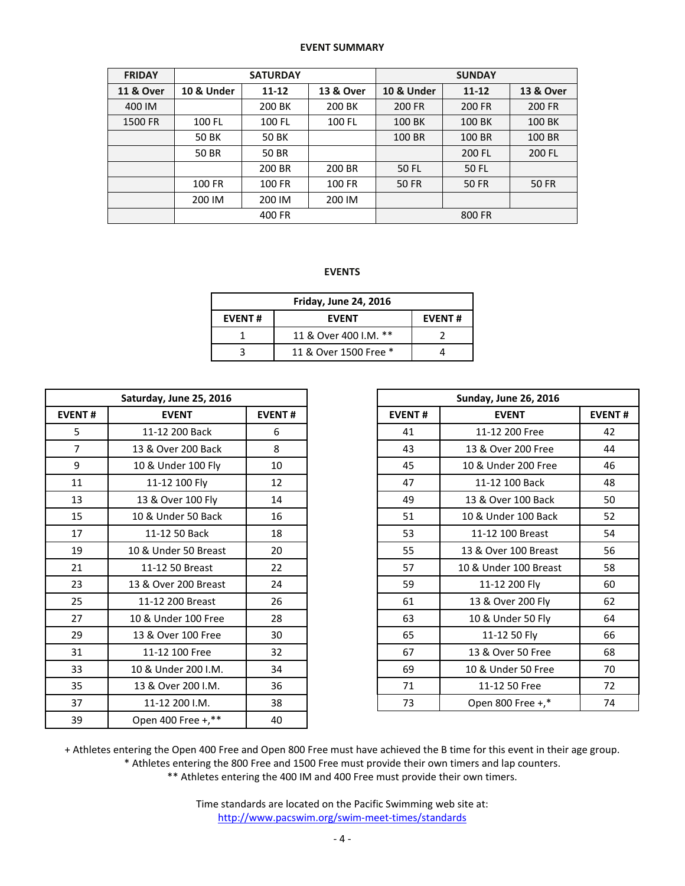**EVENT SUMMARY**

| FRIDAY | SATURDAY | | | SUNDAY | | |
|---|---|---|---|---|---|---|
| 11 & Over | 10 & Under | 11-12 | 13 & Over | 10 & Under | 11-12 | 13 & Over |
| 400 IM | | 200 BK | 200 BK | 200 FR | 200 FR | 200 FR |
| 1500 FR | 100 FL | 100 FL | 100 FL | 100 BK | 100 BK | 100 BK |
| | 50 BK | 50 BK | | 100 BR | 100 BR | 100 BR |
| | 50 BR | 50 BR | | | 200 FL | 200 FL |
| | | 200 BR | 200 BR | 50 FL | 50 FL | |
| | 100 FR | 100 FR | 100 FR | 50 FR | 50 FR | 50 FR |
| | 200 IM | 200 IM | 200 IM | | | |
| | 400 FR | | | 800 FR | | |

**EVENTS**

| Friday, June 24, 2016 | | |
|---|---|---|
| EVENT # | EVENT | EVENT # |
| 1 | 11 & Over 400 I.M. ** | 2 |
| 3 | 11 & Over 1500 Free * | 4 |

| Saturday, June 25, 2016 | | |
|---|---|---|
| EVENT # | EVENT | EVENT # |
| 5 | 11-12 200 Back | 6 |
| 7 | 13 & Over 200 Back | 8 |
| 9 | 10 & Under 100 Fly | 10 |
| 11 | 11-12 100 Fly | 12 |
| 13 | 13 & Over 100 Fly | 14 |
| 15 | 10 & Under 50 Back | 16 |
| 17 | 11-12 50 Back | 18 |
| 19 | 10 & Under 50 Breast | 20 |
| 21 | 11-12 50 Breast | 22 |
| 23 | 13 & Over 200 Breast | 24 |
| 25 | 11-12 200 Breast | 26 |
| 27 | 10 & Under 100 Free | 28 |
| 29 | 13 & Over 100 Free | 30 |
| 31 | 11-12 100 Free | 32 |
| 33 | 10 & Under 200 I.M. | 34 |
| 35 | 13 & Over 200 I.M. | 36 |
| 37 | 11-12 200 I.M. | 38 |
| 39 | Open 400 Free +,** | 40 |

| Sunday, June 26, 2016 | | |
|---|---|---|
| EVENT # | EVENT | EVENT # |
| 41 | 11-12 200 Free | 42 |
| 43 | 13 & Over 200 Free | 44 |
| 45 | 10 & Under 200 Free | 46 |
| 47 | 11-12 100 Back | 48 |
| 49 | 13 & Over 100 Back | 50 |
| 51 | 10 & Under 100 Back | 52 |
| 53 | 11-12 100 Breast | 54 |
| 55 | 13 & Over 100 Breast | 56 |
| 57 | 10 & Under 100 Breast | 58 |
| 59 | 11-12 200 Fly | 60 |
| 61 | 13 & Over 200 Fly | 62 |
| 63 | 10 & Under 50 Fly | 64 |
| 65 | 11-12 50 Fly | 66 |
| 67 | 13 & Over 50 Free | 68 |
| 69 | 10 & Under 50 Free | 70 |
| 71 | 11-12 50 Free | 72 |
| 73 | Open 800 Free +,* | 74 |

+ Athletes entering the Open 400 Free and Open 800 Free must have achieved the B time for this event in their age group.
* Athletes entering the 800 Free and 1500 Free must provide their own timers and lap counters.
** Athletes entering the 400 IM and 400 Free must provide their own timers.

Time standards are located on the Pacific Swimming web site at:
http://www.pacswim.org/swim-meet-times/standards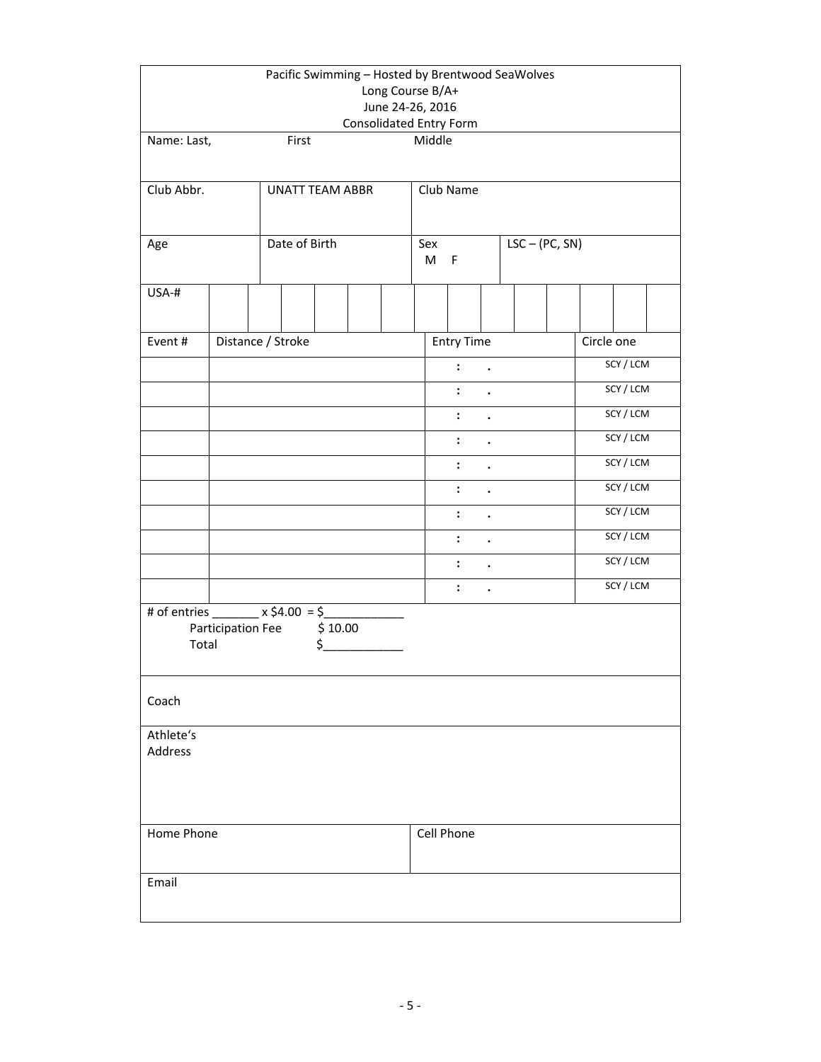Pacific Swimming – Hosted by Brentwood SeaWolves
Long Course B/A+
June 24-26, 2016
Consolidated Entry Form

| | | | |
|---|---|---|---|
| Name: Last, | First | Middle | |
| Club Abbr. | UNATT TEAM ABBR | Club Name | |
| Age | Date of Birth | Sex<br>M F | LSC – (PC, SN) |
| USA-# | | | |

| Event # | Distance / Stroke | Entry Time | Circle one |
|---|---|---|---|
| | | : . | SCY / LCM |
| | | : . | SCY / LCM |
| | | : . | SCY / LCM |
| | | : . | SCY / LCM |
| | | : . | SCY / LCM |
| | | : . | SCY / LCM |
| | | : . | SCY / LCM |
| | | : . | SCY / LCM |
| | | : . | SCY / LCM |
| | | : . | SCY / LCM |

# of entries _______ x $4.00 = $____________
Participation Fee $ 10.00
Total $____________

Coach

Athlete's Address

| | |
|---|---|
| Home Phone | Cell Phone |

Email